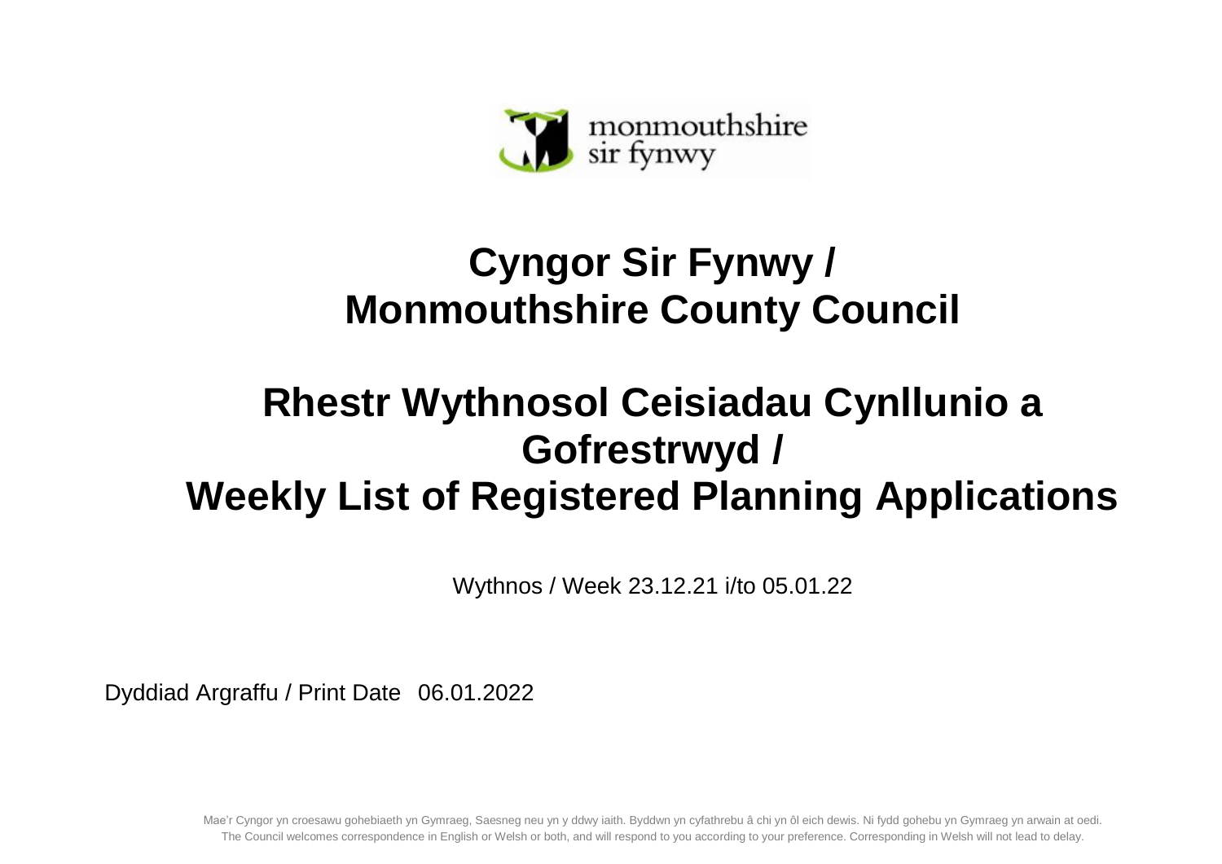monmouthshire
sir fynwy

# Cyngor Sir Fynwy / Monmouthshire County Council

# Rhestr Wythnosol Ceisiadau Cynllunio a Gofrestrwyd / Weekly List of Registered Planning Applications

Wythnos / Week 23.12.21 i/to 05.01.22

Dyddiad Argraffu / Print Date 06.01.2022

Mae'r Cyngor yn croesawu gohebiaeth yn Gymraeg, Saesneg neu yn y ddwy iaith. Byddwn yn cyfathrebu â chi yn ôl eich dewis. Ni fydd gohebu yn Gymraeg yn arwain at oedi.
The Council welcomes correspondence in English or Welsh or both, and will respond to you according to your preference. Corresponding in Welsh will not lead to delay.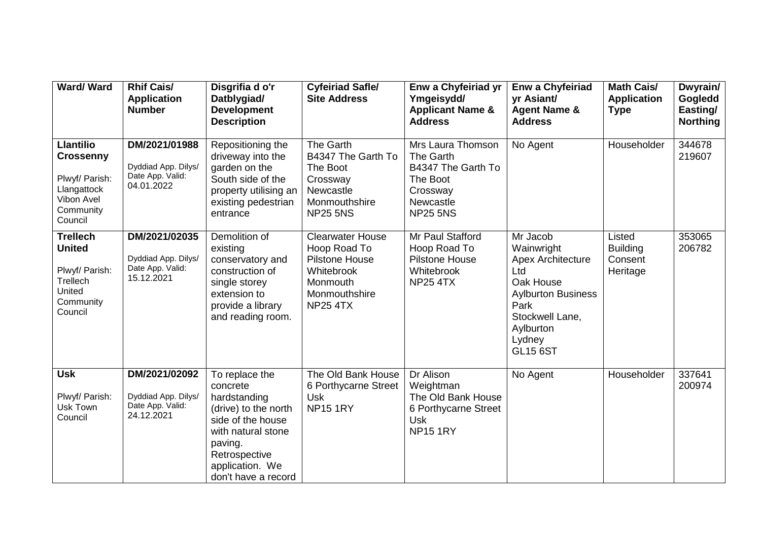| Ward/ Ward | Rhif Cais/ Application Number | Disgrifia d o'r Datblygiad/ Development Description | Cyfeiriad Safle/ Site Address | Enw a Chyfeiriad yr Ymgeisydd/ Applicant Name & Address | Enw a Chyfeiriad yr Asiant/ Agent Name & Address | Math Cais/ Application Type | Dwyrain/ Gogledd Easting/ Northing |
|---|---|---|---|---|---|---|---|
| **Llantilio Crossenny**<br><br>Plwyf/ Parish: Llangattock Vibon Avel Community Council | **DM/2021/01988**<br><br>Dyddiad App. Dilys/ Date App. Valid: 04.01.2022 | Repositioning the driveway into the garden on the South side of the property utilising an existing pedestrian entrance | The Garth B4347 The Garth To The Boot Crossway Newcastle Monmouthshire NP25 5NS | Mrs Laura Thomson The Garth B4347 The Garth To The Boot Crossway Newcastle Monmouthshire NP25 5NS | No Agent | Householder | 344678 219607 |
| **Trellech United**<br><br>Plwyf/ Parish: Trellech United Community Council | **DM/2021/02035**<br><br>Dyddiad App. Dilys/ Date App. Valid: 15.12.2021 | Demolition of existing conservatory and construction of single storey extension to provide a library and reading room. | Clearwater House Hoop Road To Pilstone House Whitebrook Monmouth Monmouthshire NP25 4TX | Mr Paul Stafford Hoop Road To Pilstone House Whitebrook NP25 4TX | Mr Jacob Wainwright Apex Architecture Ltd Oak House Aylburton Business Park Stockwell Lane, Aylburton Lydney GL15 6ST | Listed Building Consent Heritage | 353065 206782 |
| **Usk**<br><br>Plwyf/ Parish: Usk Town Council | **DM/2021/02092**<br><br>Dyddiad App. Dilys/ Date App. Valid: 24.12.2021 | To replace the concrete hardstanding (drive) to the north side of the house with natural stone paving. Retrospective application. We don't have a record | The Old Bank House 6 Porthycarne Street Usk NP15 1RY | Dr Alison Weightman The Old Bank House 6 Porthycarne Street Usk NP15 1RY | No Agent | Householder | 337641 200974 |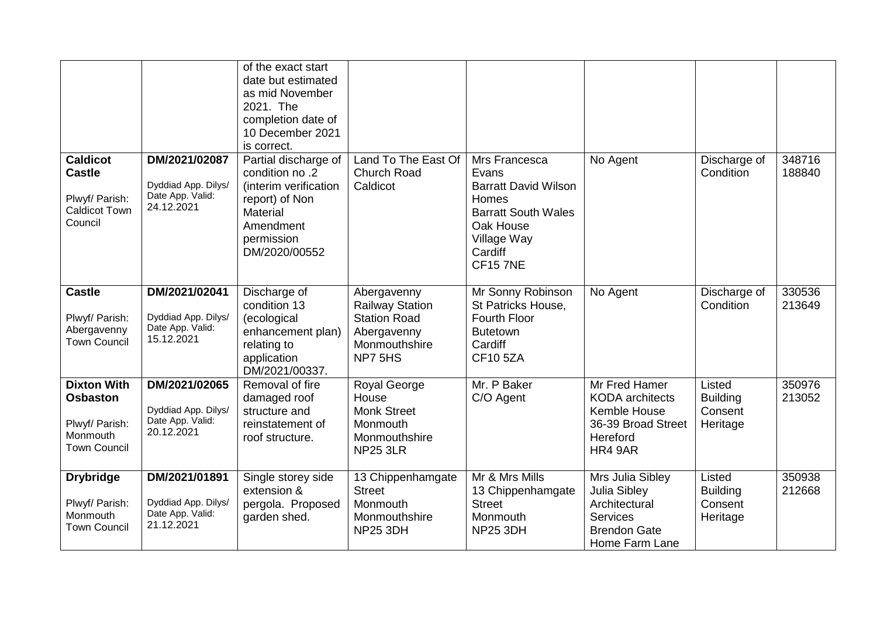| | | | | | | | |
|---|---|---|---|---|---|---|---|
| | | of the exact start date but estimated as mid November 2021. The completion date of 10 December 2021 is correct. | | | | | |
| **Caldicot Castle**<br><br>Plwyf/ Parish: Caldicot Town Council | DM/2021/02087<br><br>Dyddiad App. Dilys/ Date App. Valid: 24.12.2021 | Partial discharge of condition no .2 (interim verification report) of Non Material Amendment permission DM/2020/00552 | Land To The East Of Church Road Caldicot | Mrs Francesca Evans Barratt David Wilson Homes Barratt South Wales Oak House Village Way Cardiff CF15 7NE | No Agent | Discharge of Condition | 348716 188840 |
| **Castle**<br><br>Plwyf/ Parish: Abergavenny Town Council | DM/2021/02041<br><br>Dyddiad App. Dilys/ Date App. Valid: 15.12.2021 | Discharge of condition 13 (ecological enhancement plan) relating to application DM/2021/00337. | Abergavenny Railway Station Station Road Abergavenny Monmouthshire NP7 5HS | Mr Sonny Robinson St Patricks House, Fourth Floor Butetown Cardiff CF10 5ZA | No Agent | Discharge of Condition | 330536 213649 |
| **Dixton With Osbaston**<br><br>Plwyf/ Parish: Monmouth Town Council | DM/2021/02065<br><br>Dyddiad App. Dilys/ Date App. Valid: 20.12.2021 | Removal of fire damaged roof structure and reinstatement of roof structure. | Royal George House Monk Street Monmouth Monmouthshire NP25 3LR | Mr. P Baker C/O Agent | Mr Fred Hamer KODA architects Kemble House 36-39 Broad Street Hereford HR4 9AR | Listed Building Consent Heritage | 350976 213052 |
| **Drybridge**<br><br>Plwyf/ Parish: Monmouth Town Council | DM/2021/01891<br><br>Dyddiad App. Dilys/ Date App. Valid: 21.12.2021 | Single storey side extension & pergola. Proposed garden shed. | 13 Chippenhamgate Street Monmouth Monmouthshire NP25 3DH | Mr & Mrs Mills 13 Chippenhamgate Street Monmouth NP25 3DH | Mrs Julia Sibley Julia Sibley Architectural Services Brendon Gate Home Farm Lane | Listed Building Consent Heritage | 350938 212668 |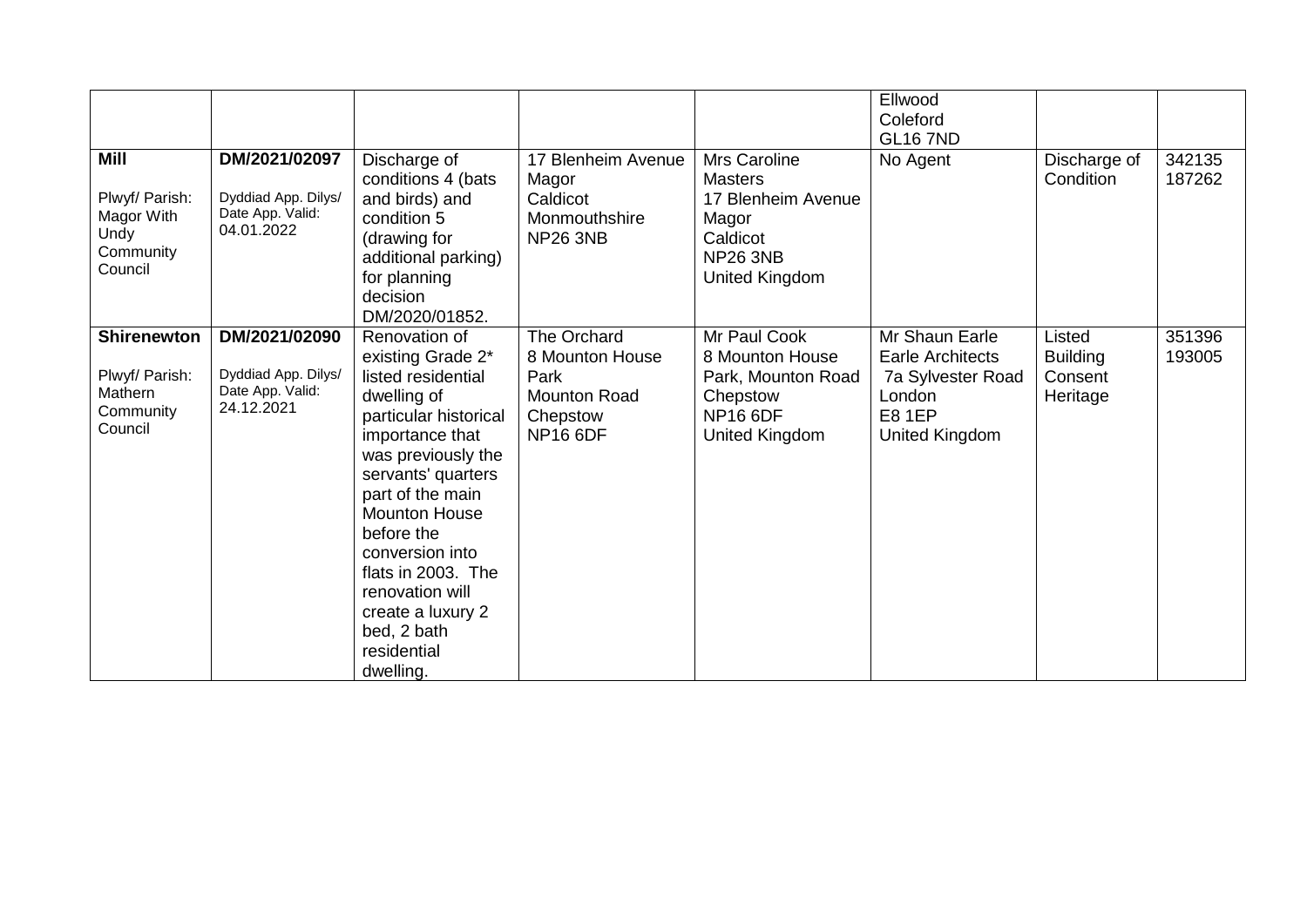| | | | | | | | |
|---|---|---|---|---|---|---|---|
| | | | | | Ellwood Coleford GL16 7ND | | |
| **Mill** Plwyf/ Parish: Magor With Undy Community Council | **DM/2021/02097** Dyddiad App. Dilys/ Date App. Valid: 04.01.2022 | Discharge of conditions 4 (bats and birds) and condition 5 (drawing for additional parking) for planning decision DM/2020/01852. | 17 Blenheim Avenue Magor Caldicot Monmouthshire NP26 3NB | Mrs Caroline Masters 17 Blenheim Avenue Magor Caldicot NP26 3NB United Kingdom | No Agent | Discharge of Condition | 342135 187262 |
| **Shirenewton** Plwyf/ Parish: Mathern Community Council | **DM/2021/02090** Dyddiad App. Dilys/ Date App. Valid: 24.12.2021 | Renovation of existing Grade 2* listed residential dwelling of particular historical importance that was previously the servants' quarters part of the main Mounton House before the conversion into flats in 2003. The renovation will create a luxury 2 bed, 2 bath residential dwelling. | The Orchard 8 Mounton House Park Mounton Road Chepstow NP16 6DF | Mr Paul Cook 8 Mounton House Park, Mounton Road Chepstow NP16 6DF United Kingdom | Mr Shaun Earle Earle Architects 7a Sylvester Road London E8 1EP United Kingdom | Listed Building Consent Heritage | 351396 193005 |